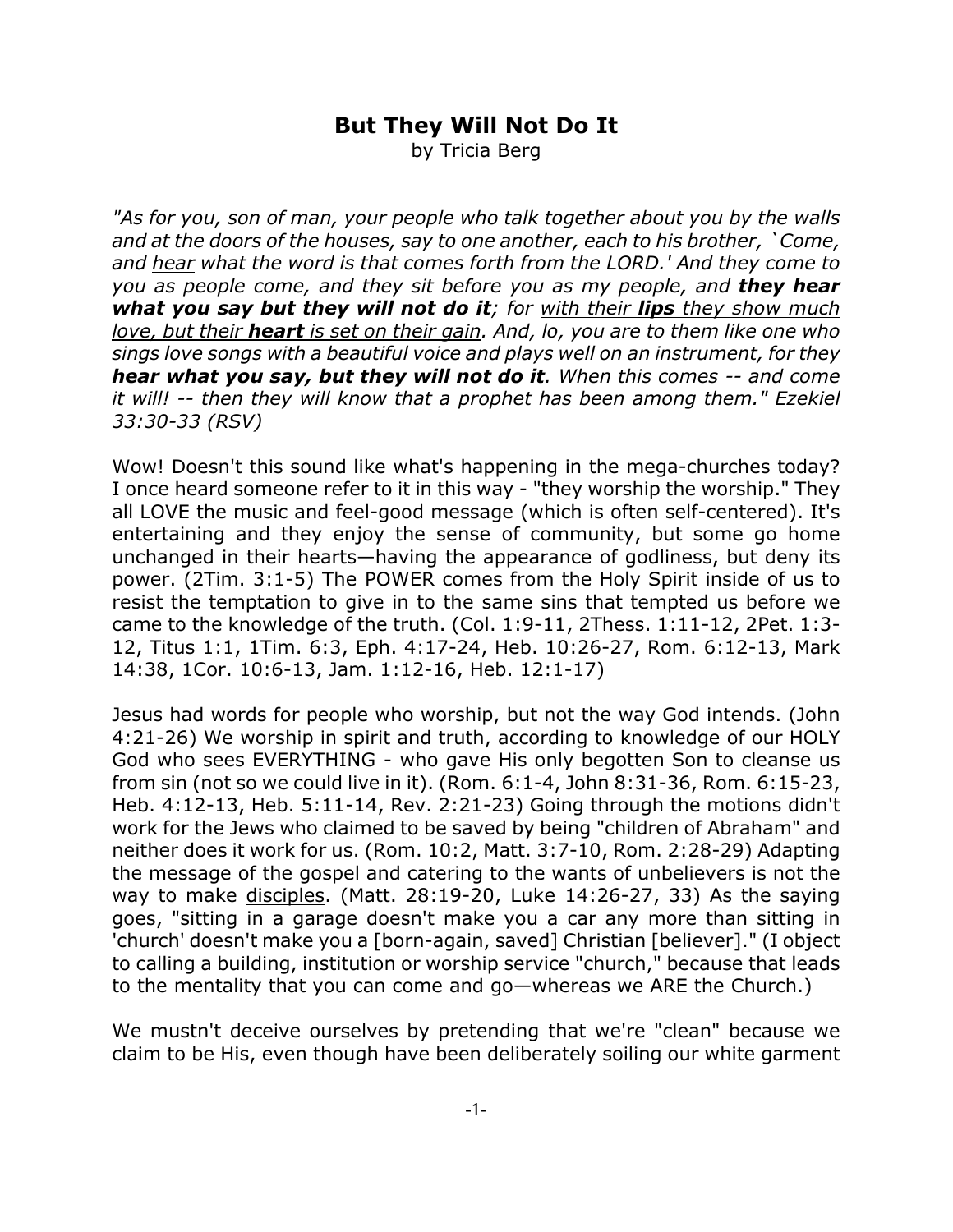# But They Will Not Do It

by Tricia Berg

*"As for you, son of man, your people who talk together about you by the walls and at the doors of the houses, say to one another, each to his brother, `Come, and <u>hear</u> what the word is that comes forth from the LORD.' And they come to you as people come, and they sit before you as my people, and **they hear what you say but they will not do it**; for <u>with their **lips** they show much love, but their **heart** is set on their gain</u>. And, lo, you are to them like one who sings love songs with a beautiful voice and plays well on an instrument, for they **hear what you say, but they will not do it**. When this comes -- and come it will! -- then they will know that a prophet has been among them." Ezekiel 33:30-33 (RSV)*

Wow! Doesn't this sound like what's happening in the mega-churches today? I once heard someone refer to it in this way - "they worship the worship." They all LOVE the music and feel-good message (which is often self-centered). It's entertaining and they enjoy the sense of community, but some go home unchanged in their hearts—having the appearance of godliness, but deny its power. (2Tim. 3:1-5) The POWER comes from the Holy Spirit inside of us to resist the temptation to give in to the same sins that tempted us before we came to the knowledge of the truth. (Col. 1:9-11, 2Thess. 1:11-12, 2Pet. 1:3-12, Titus 1:1, 1Tim. 6:3, Eph. 4:17-24, Heb. 10:26-27, Rom. 6:12-13, Mark 14:38, 1Cor. 10:6-13, Jam. 1:12-16, Heb. 12:1-17)

Jesus had words for people who worship, but not the way God intends. (John 4:21-26) We worship in spirit and truth, according to knowledge of our HOLY God who sees EVERYTHING - who gave His only begotten Son to cleanse us from sin (not so we could live in it). (Rom. 6:1-4, John 8:31-36, Rom. 6:15-23, Heb. 4:12-13, Heb. 5:11-14, Rev. 2:21-23) Going through the motions didn't work for the Jews who claimed to be saved by being "children of Abraham" and neither does it work for us. (Rom. 10:2, Matt. 3:7-10, Rom. 2:28-29) Adapting the message of the gospel and catering to the wants of unbelievers is not the way to make <u>disciples</u>. (Matt. 28:19-20, Luke 14:26-27, 33) As the saying goes, "sitting in a garage doesn't make you a car any more than sitting in 'church' doesn't make you a [born-again, saved] Christian [believer]." (I object to calling a building, institution or worship service "church," because that leads to the mentality that you can come and go—whereas we ARE the Church.)

We mustn't deceive ourselves by pretending that we're "clean" because we claim to be His, even though have been deliberately soiling our white garment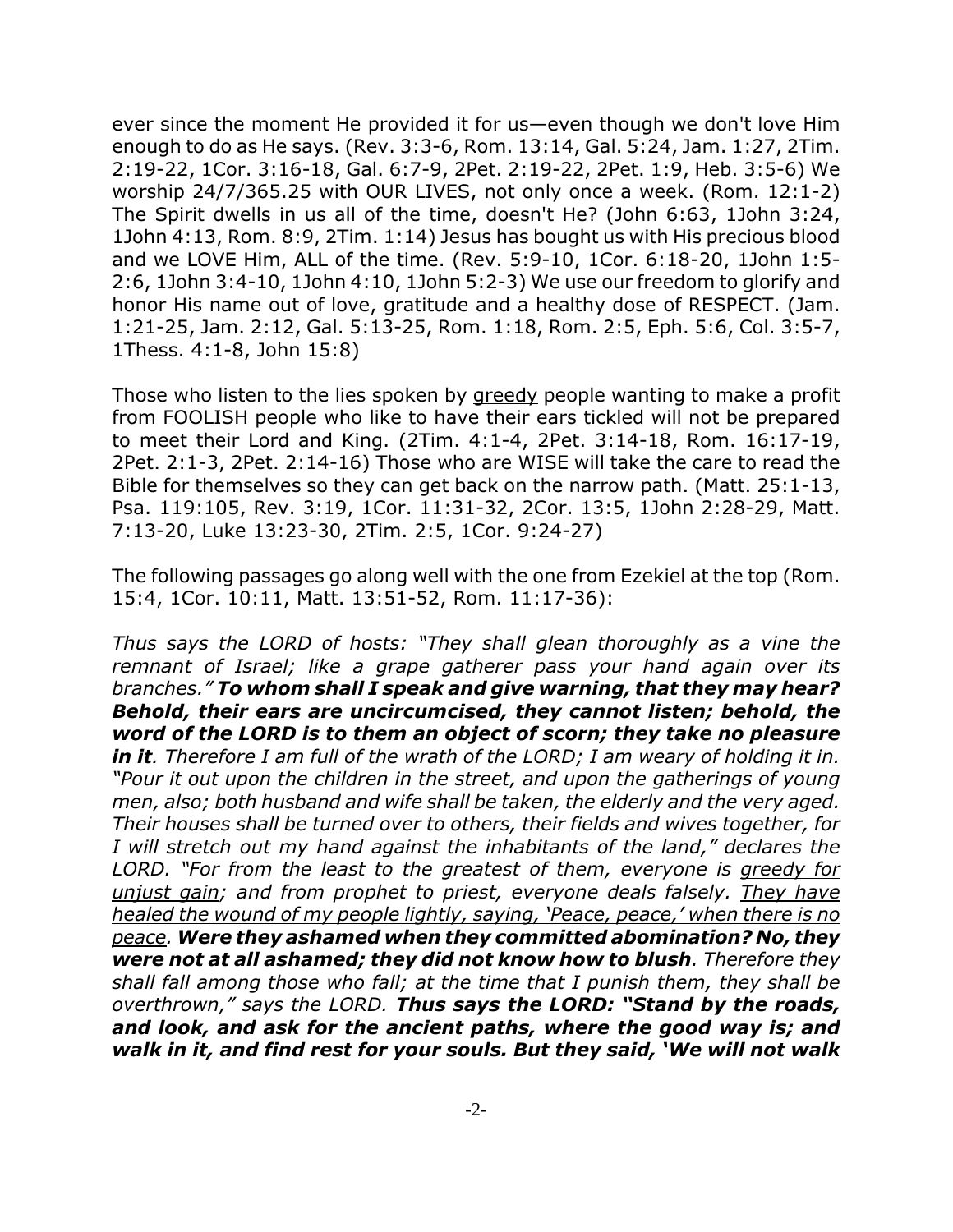ever since the moment He provided it for us—even though we don't love Him enough to do as He says. (Rev. 3:3-6, Rom. 13:14, Gal. 5:24, Jam. 1:27, 2Tim. 2:19-22, 1Cor. 3:16-18, Gal. 6:7-9, 2Pet. 2:19-22, 2Pet. 1:9, Heb. 3:5-6) We worship 24/7/365.25 with OUR LIVES, not only once a week. (Rom. 12:1-2) The Spirit dwells in us all of the time, doesn't He? (John 6:63, 1John 3:24, 1John 4:13, Rom. 8:9, 2Tim. 1:14) Jesus has bought us with His precious blood and we LOVE Him, ALL of the time. (Rev. 5:9-10, 1Cor. 6:18-20, 1John 1:5-2:6, 1John 3:4-10, 1John 4:10, 1John 5:2-3) We use our freedom to glorify and honor His name out of love, gratitude and a healthy dose of RESPECT. (Jam. 1:21-25, Jam. 2:12, Gal. 5:13-25, Rom. 1:18, Rom. 2:5, Eph. 5:6, Col. 3:5-7, 1Thess. 4:1-8, John 15:8)

Those who listen to the lies spoken by <u>greedy</u> people wanting to make a profit from FOOLISH people who like to have their ears tickled will not be prepared to meet their Lord and King. (2Tim. 4:1-4, 2Pet. 3:14-18, Rom. 16:17-19, 2Pet. 2:1-3, 2Pet. 2:14-16) Those who are WISE will take the care to read the Bible for themselves so they can get back on the narrow path. (Matt. 25:1-13, Psa. 119:105, Rev. 3:19, 1Cor. 11:31-32, 2Cor. 13:5, 1John 2:28-29, Matt. 7:13-20, Luke 13:23-30, 2Tim. 2:5, 1Cor. 9:24-27)

The following passages go along well with the one from Ezekiel at the top (Rom. 15:4, 1Cor. 10:11, Matt. 13:51-52, Rom. 11:17-36):

*Thus says the LORD of hosts: "They shall glean thoroughly as a vine the remnant of Israel; like a grape gatherer pass your hand again over its branches."* ***To whom shall I speak and give warning, that they may hear? Behold, their ears are uncircumcised, they cannot listen; behold, the word of the LORD is to them an object of scorn; they take no pleasure in it****. Therefore I am full of the wrath of the LORD; I am weary of holding it in. "Pour it out upon the children in the street, and upon the gatherings of young men, also; both husband and wife shall be taken, the elderly and the very aged. Their houses shall be turned over to others, their fields and wives together, for I will stretch out my hand against the inhabitants of the land," declares the LORD. "For from the least to the greatest of them, everyone is <u>greedy for unjust gain</u>; and from prophet to priest, everyone deals falsely. <u>They have healed the wound of my people lightly, saying, 'Peace, peace,' when there is no peace</u>.* ***Were they ashamed when they committed abomination? No, they were not at all ashamed; they did not know how to blush****. Therefore they shall fall among those who fall; at the time that I punish them, they shall be overthrown," says the LORD.* ***Thus says the LORD: "Stand by the roads, and look, and ask for the ancient paths, where the good way is; and walk in it, and find rest for your souls. But they said, 'We will not walk***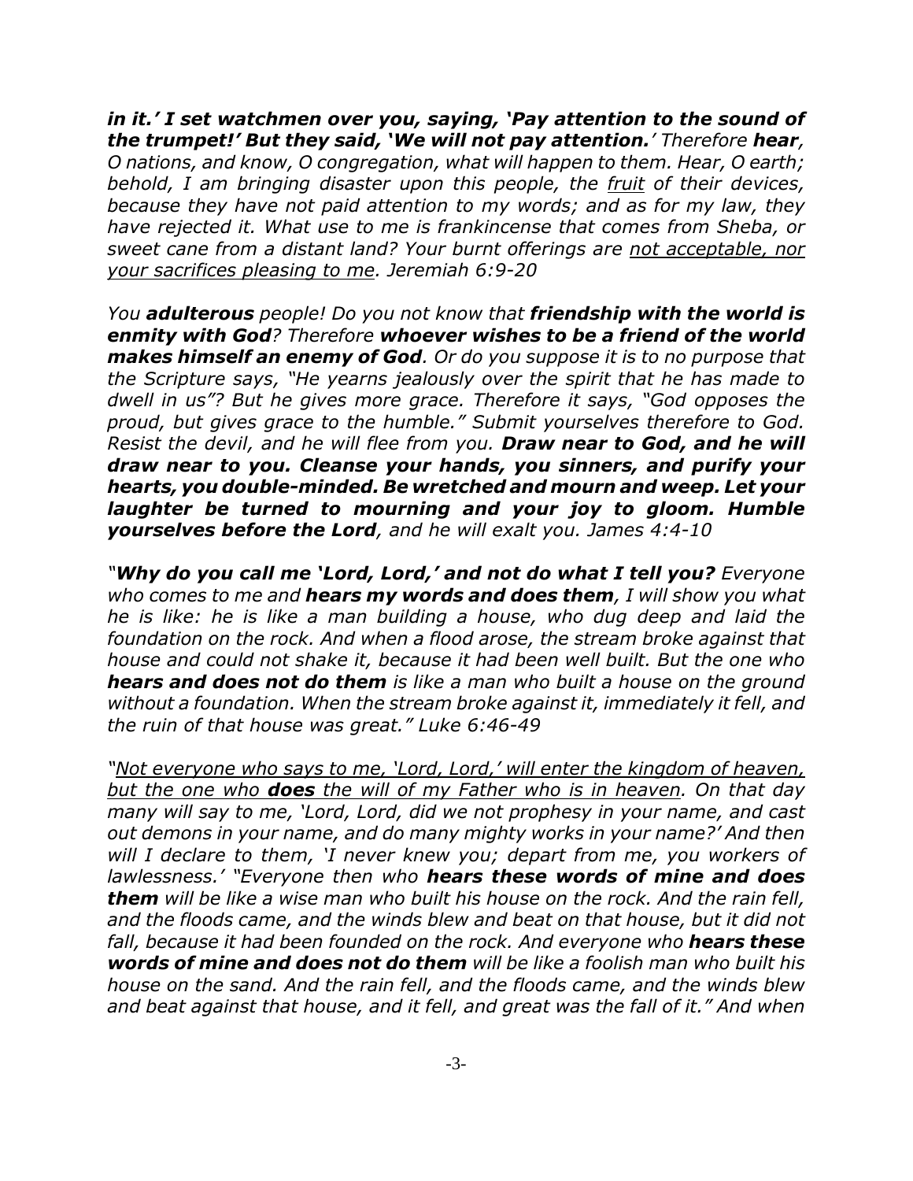*in it.' **I set watchmen over you, saying, 'Pay attention to the sound of the trumpet!' But they said, 'We will not pay attention.'** Therefore **hear**, O nations, and know, O congregation, what will happen to them. Hear, O earth; behold, I am bringing disaster upon this people, the <u>fruit</u> of their devices, because they have not paid attention to my words; and as for my law, they have rejected it. What use to me is frankincense that comes from Sheba, or sweet cane from a distant land? Your burnt offerings are <u>not acceptable, nor your sacrifices pleasing to me</u>. Jeremiah 6:9-20*

*You **adulterous** people! Do you not know that **friendship with the world is enmity with God**? Therefore **whoever wishes to be a friend of the world makes himself an enemy of God**. Or do you suppose it is to no purpose that the Scripture says, "He yearns jealously over the spirit that he has made to dwell in us"? But he gives more grace. Therefore it says, "God opposes the proud, but gives grace to the humble." Submit yourselves therefore to God. Resist the devil, and he will flee from you. **Draw near to God, and he will draw near to you. Cleanse your hands, you sinners, and purify your hearts, you double-minded. Be wretched and mourn and weep. Let your laughter be turned to mourning and your joy to gloom. Humble yourselves before the Lord**, and he will exalt you. James 4:4-10*

*"**Why do you call me 'Lord, Lord,' and not do what I tell you?** Everyone who comes to me and **hears my words and does them**, I will show you what he is like: he is like a man building a house, who dug deep and laid the foundation on the rock. And when a flood arose, the stream broke against that house and could not shake it, because it had been well built. But the one who **hears and does not do them** is like a man who built a house on the ground without a foundation. When the stream broke against it, immediately it fell, and the ruin of that house was great." Luke 6:46-49*

*"<u>Not everyone who says to me, 'Lord, Lord,' will enter the kingdom of heaven, but the one who **does** the will of my Father who is in heaven</u>. On that day many will say to me, 'Lord, Lord, did we not prophesy in your name, and cast out demons in your name, and do many mighty works in your name?' And then will I declare to them, 'I never knew you; depart from me, you workers of lawlessness.' "Everyone then who **hears these words of mine and does them** will be like a wise man who built his house on the rock. And the rain fell, and the floods came, and the winds blew and beat on that house, but it did not fall, because it had been founded on the rock. And everyone who **hears these words of mine and does not do them** will be like a foolish man who built his house on the sand. And the rain fell, and the floods came, and the winds blew and beat against that house, and it fell, and great was the fall of it." And when*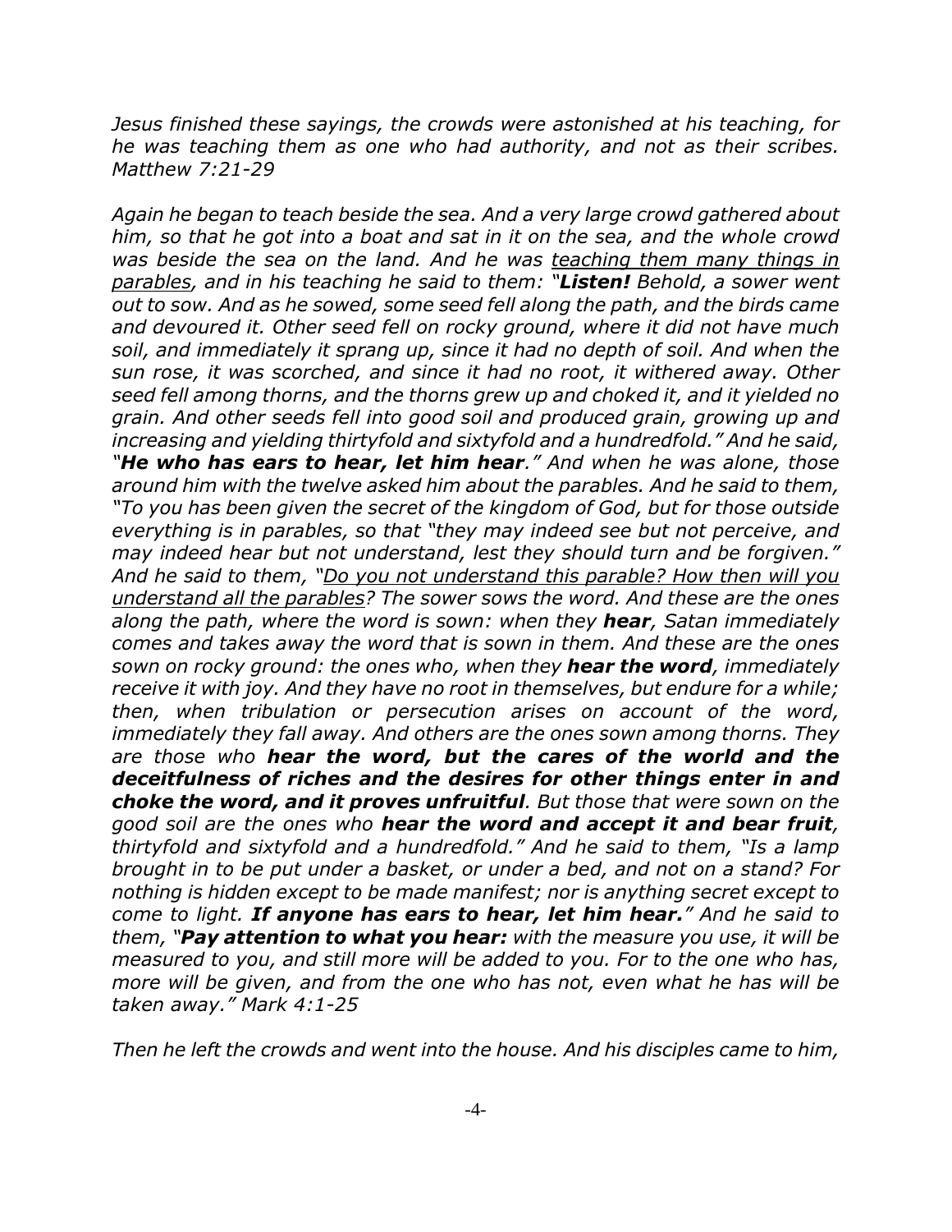*Jesus finished these sayings, the crowds were astonished at his teaching, for he was teaching them as one who had authority, and not as their scribes. Matthew 7:21-29*

*Again he began to teach beside the sea. And a very large crowd gathered about him, so that he got into a boat and sat in it on the sea, and the whole crowd was beside the sea on the land. And he was <u>teaching them many things in parables</u>, and in his teaching he said to them: "**Listen!** Behold, a sower went out to sow. And as he sowed, some seed fell along the path, and the birds came and devoured it. Other seed fell on rocky ground, where it did not have much soil, and immediately it sprang up, since it had no depth of soil. And when the sun rose, it was scorched, and since it had no root, it withered away. Other seed fell among thorns, and the thorns grew up and choked it, and it yielded no grain. And other seeds fell into good soil and produced grain, growing up and increasing and yielding thirtyfold and sixtyfold and a hundredfold." And he said, "**He who has ears to hear, let him hear**." And when he was alone, those around him with the twelve asked him about the parables. And he said to them, "To you has been given the secret of the kingdom of God, but for those outside everything is in parables, so that "they may indeed see but not perceive, and may indeed hear but not understand, lest they should turn and be forgiven." And he said to them, "<u>Do you not understand this parable? How then will you understand all the parables</u>? The sower sows the word. And these are the ones along the path, where the word is sown: when they **hear**, Satan immediately comes and takes away the word that is sown in them. And these are the ones sown on rocky ground: the ones who, when they **hear the word**, immediately receive it with joy. And they have no root in themselves, but endure for a while; then, when tribulation or persecution arises on account of the word, immediately they fall away. And others are the ones sown among thorns. They are those who **hear the word, but the cares of the world and the deceitfulness of riches and the desires for other things enter in and choke the word, and it proves unfruitful**. But those that were sown on the good soil are the ones who **hear the word and accept it and bear fruit**, thirtyfold and sixtyfold and a hundredfold." And he said to them, "Is a lamp brought in to be put under a basket, or under a bed, and not on a stand? For nothing is hidden except to be made manifest; nor is anything secret except to come to light. **If anyone has ears to hear, let him hear.**" And he said to them, "**Pay attention to what you hear:** with the measure you use, it will be measured to you, and still more will be added to you. For to the one who has, more will be given, and from the one who has not, even what he has will be taken away." Mark 4:1-25*

*Then he left the crowds and went into the house. And his disciples came to him,*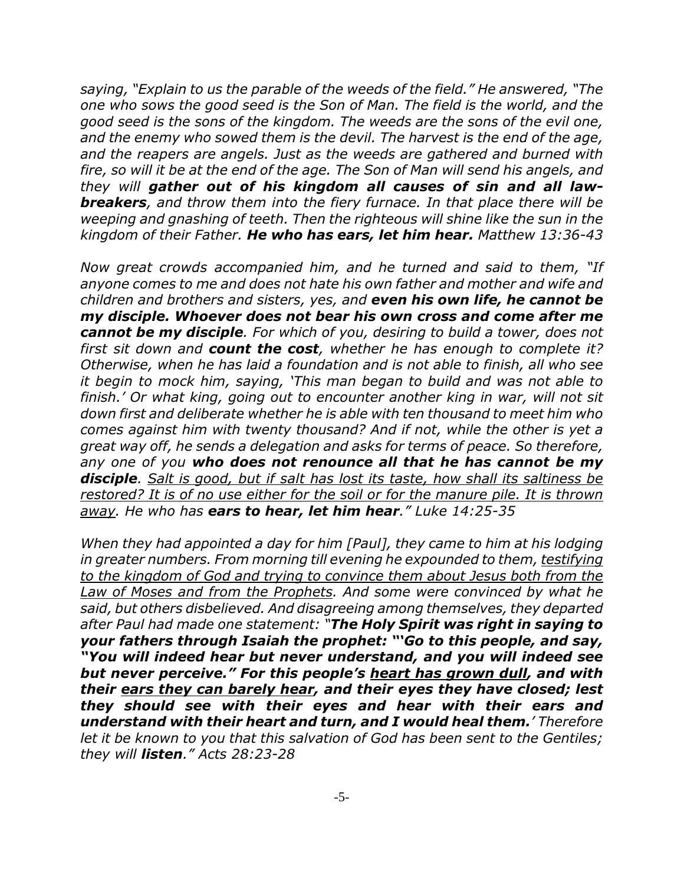*saying, "Explain to us the parable of the weeds of the field." He answered, "The one who sows the good seed is the Son of Man. The field is the world, and the good seed is the sons of the kingdom. The weeds are the sons of the evil one, and the enemy who sowed them is the devil. The harvest is the end of the age, and the reapers are angels. Just as the weeds are gathered and burned with fire, so will it be at the end of the age. The Son of Man will send his angels, and they will* ***gather out of his kingdom all causes of sin and all law-breakers****, and throw them into the fiery furnace. In that place there will be weeping and gnashing of teeth. Then the righteous will shine like the sun in the kingdom of their Father.* ***He who has ears, let him hear.*** *Matthew 13:36-43*

*Now great crowds accompanied him, and he turned and said to them, "If anyone comes to me and does not hate his own father and mother and wife and children and brothers and sisters, yes, and* ***even his own life, he cannot be my disciple. Whoever does not bear his own cross and come after me cannot be my disciple****. For which of you, desiring to build a tower, does not first sit down and* ***count the cost****, whether he has enough to complete it? Otherwise, when he has laid a foundation and is not able to finish, all who see it begin to mock him, saying, 'This man began to build and was not able to finish.' Or what king, going out to encounter another king in war, will not sit down first and deliberate whether he is able with ten thousand to meet him who comes against him with twenty thousand? And if not, while the other is yet a great way off, he sends a delegation and asks for terms of peace. So therefore, any one of you* ***who does not renounce all that he has cannot be my disciple****. <u>Salt is good, but if salt has lost its taste, how shall its saltiness be restored? It is of no use either for the soil or for the manure pile. It is thrown away</u>. He who has* ***ears to hear, let him hear****." Luke 14:25-35*

*When they had appointed a day for him [Paul], they came to him at his lodging in greater numbers. From morning till evening he expounded to them, <u>testifying to the kingdom of God and trying to convince them about Jesus both from the Law of Moses and from the Prophets</u>. And some were convinced by what he said, but others disbelieved. And disagreeing among themselves, they departed after Paul had made one statement: "****The Holy Spirit was right in saying to your fathers through Isaiah the prophet: "'Go to this people, and say, "You will indeed hear but never understand, and you will indeed see but never perceive." For this people's <u>heart has grown dull</u>, and with their <u>ears they can barely hear</u>, and their eyes they have closed; lest they should see with their eyes and hear with their ears and understand with their heart and turn, and I would heal them.****' Therefore let it be known to you that this salvation of God has been sent to the Gentiles; they will* ***listen****." Acts 28:23-28*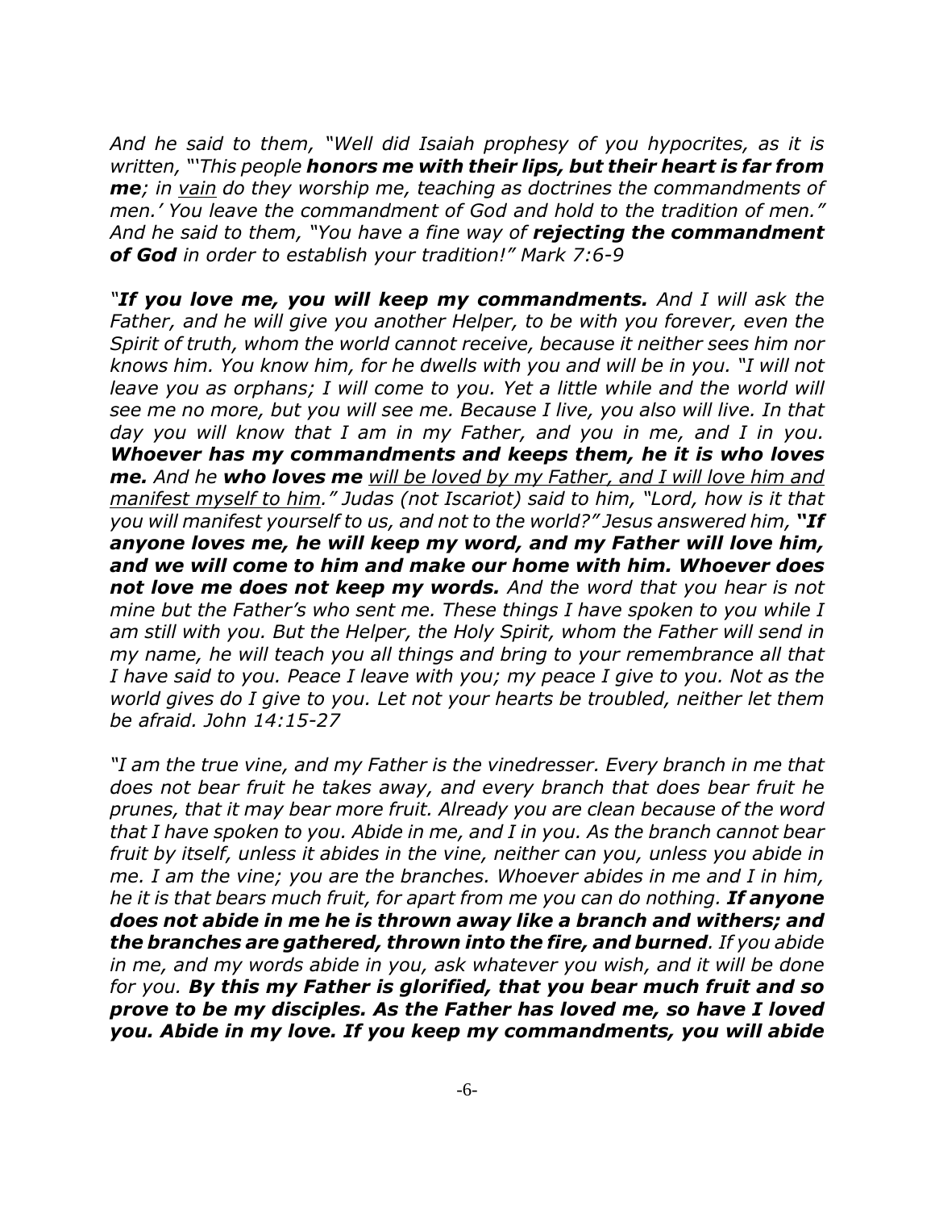*And he said to them, "Well did Isaiah prophesy of you hypocrites, as it is written, "'This people **honors me with their lips, but their heart is far from me**; in <u>vain</u> do they worship me, teaching as doctrines the commandments of men.' You leave the commandment of God and hold to the tradition of men." And he said to them, "You have a fine way of **rejecting the commandment of God** in order to establish your tradition!" Mark 7:6-9*

*"**If you love me, you will keep my commandments.** And I will ask the Father, and he will give you another Helper, to be with you forever, even the Spirit of truth, whom the world cannot receive, because it neither sees him nor knows him. You know him, for he dwells with you and will be in you. "I will not leave you as orphans; I will come to you. Yet a little while and the world will see me no more, but you will see me. Because I live, you also will live. In that day you will know that I am in my Father, and you in me, and I in you. **Whoever has my commandments and keeps them, he it is who loves me.** And he **who loves me** <u>will be loved by my Father, and I will love him and manifest myself to him</u>." Judas (not Iscariot) said to him, "Lord, how is it that you will manifest yourself to us, and not to the world?" Jesus answered him, **"If anyone loves me, he will keep my word, and my Father will love him, and we will come to him and make our home with him. Whoever does not love me does not keep my words.** And the word that you hear is not mine but the Father's who sent me. These things I have spoken to you while I am still with you. But the Helper, the Holy Spirit, whom the Father will send in my name, he will teach you all things and bring to your remembrance all that I have said to you. Peace I leave with you; my peace I give to you. Not as the world gives do I give to you. Let not your hearts be troubled, neither let them be afraid. John 14:15-27*

*"I am the true vine, and my Father is the vinedresser. Every branch in me that does not bear fruit he takes away, and every branch that does bear fruit he prunes, that it may bear more fruit. Already you are clean because of the word that I have spoken to you. Abide in me, and I in you. As the branch cannot bear fruit by itself, unless it abides in the vine, neither can you, unless you abide in me. I am the vine; you are the branches. Whoever abides in me and I in him, he it is that bears much fruit, for apart from me you can do nothing. **If anyone does not abide in me he is thrown away like a branch and withers; and the branches are gathered, thrown into the fire, and burned**. If you abide in me, and my words abide in you, ask whatever you wish, and it will be done for you. **By this my Father is glorified, that you bear much fruit and so prove to be my disciples. As the Father has loved me, so have I loved you. Abide in my love. If you keep my commandments, you will abide***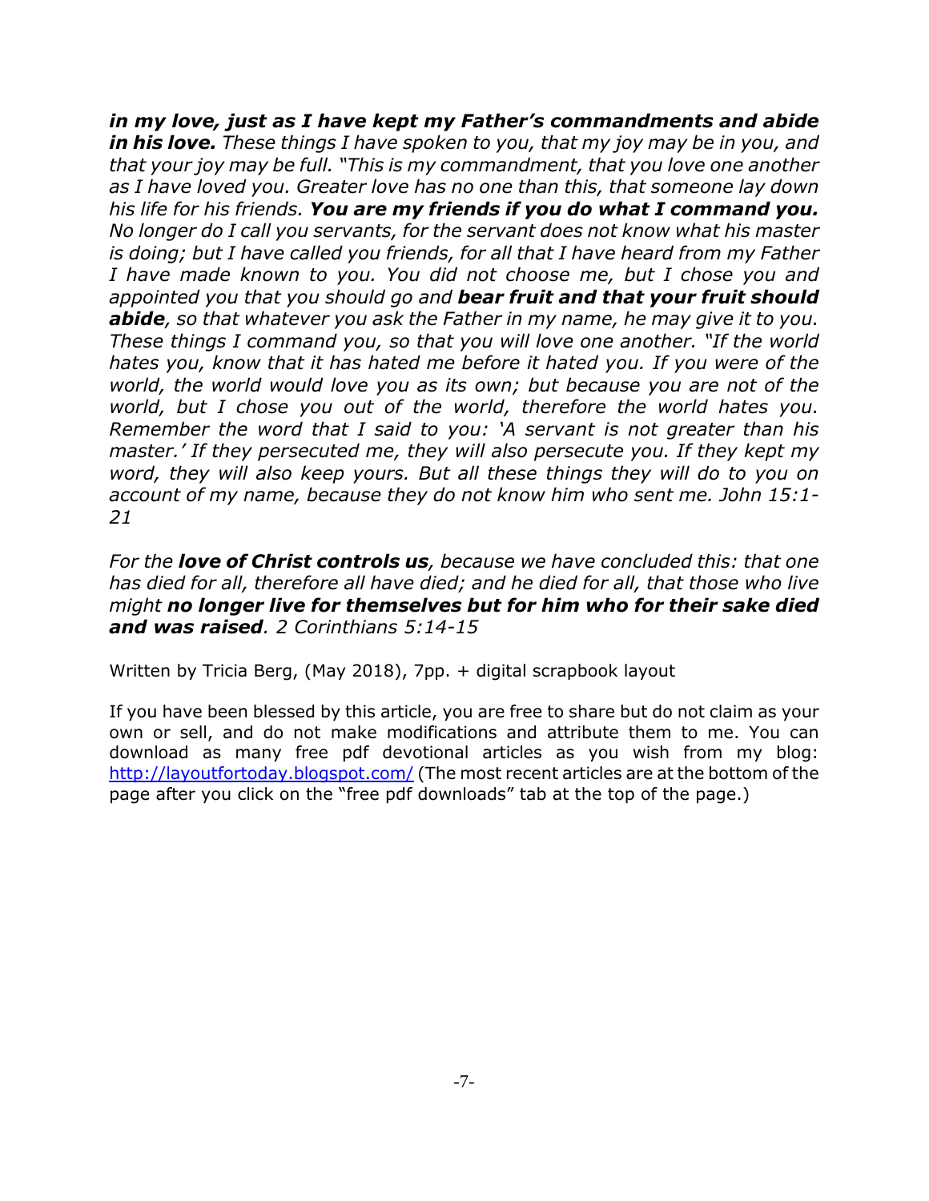*__in my love, just as I have kept my Father's commandments and abide in his love.__ These things I have spoken to you, that my joy may be in you, and that your joy may be full. "This is my commandment, that you love one another as I have loved you. Greater love has no one than this, that someone lay down his life for his friends. __You are my friends if you do what I command you.__ No longer do I call you servants, for the servant does not know what his master is doing; but I have called you friends, for all that I have heard from my Father I have made known to you. You did not choose me, but I chose you and appointed you that you should go and __bear fruit and that your fruit should abide__, so that whatever you ask the Father in my name, he may give it to you. These things I command you, so that you will love one another. "If the world hates you, know that it has hated me before it hated you. If you were of the world, the world would love you as its own; but because you are not of the world, but I chose you out of the world, therefore the world hates you. Remember the word that I said to you: 'A servant is not greater than his master.' If they persecuted me, they will also persecute you. If they kept my word, they will also keep yours. But all these things they will do to you on account of my name, because they do not know him who sent me. John 15:1-21*

*For the __love of Christ controls us__, because we have concluded this: that one has died for all, therefore all have died; and he died for all, that those who live might __no longer live for themselves but for him who for their sake died and was raised__. 2 Corinthians 5:14-15*

Written by Tricia Berg, (May 2018), 7pp. + digital scrapbook layout

If you have been blessed by this article, you are free to share but do not claim as your own or sell, and do not make modifications and attribute them to me. You can download as many free pdf devotional articles as you wish from my blog: [http://layoutfortoday.blogspot.com/](http://layoutfortoday.blogspot.com/) (The most recent articles are at the bottom of the page after you click on the "free pdf downloads" tab at the top of the page.)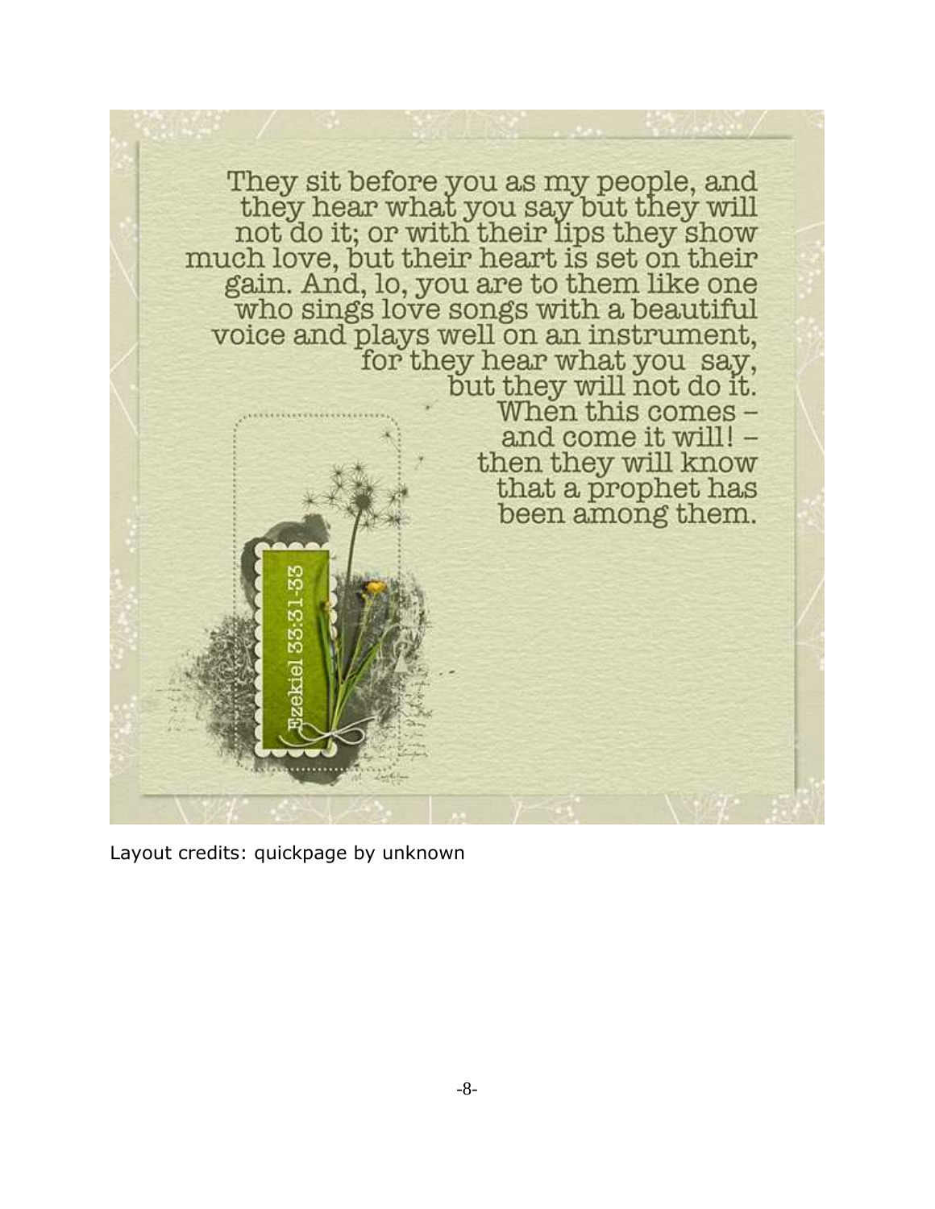They sit before you as my people, and they hear what you say but they will not do it; or with their lips they show much love, but their heart is set on their gain. And, lo, you are to them like one who sings love songs with a beautiful voice and plays well on an instrument, for they hear what you say, but they will not do it. When this comes – and come it will! – then they will know that a prophet has been among them.

Ezekiel 33:31-33

Layout credits: quickpage by unknown